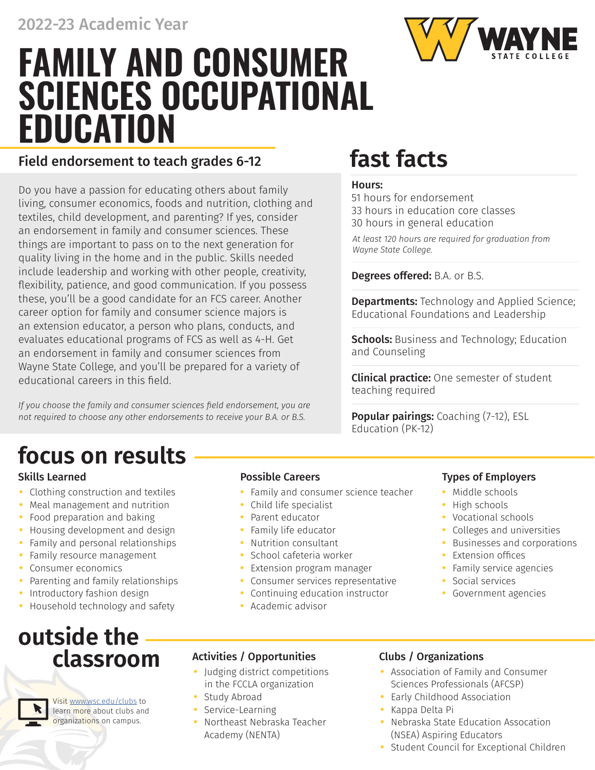2022-23 Academic Year

# FAMILY AND CONSUMER SCIENCES OCCUPATIONAL EDUCATION

WAYNE STATE COLLEGE

## Field endorsement to teach grades 6-12

Do you have a passion for educating others about family living, consumer economics, foods and nutrition, clothing and textiles, child development, and parenting? If yes, consider an endorsement in family and consumer sciences. These things are important to pass on to the next generation for quality living in the home and in the public. Skills needed include leadership and working with other people, creativity, flexibility, patience, and good communication. If you possess these, you'll be a good candidate for an FCS career. Another career option for family and consumer science majors is an extension educator, a person who plans, conducts, and evaluates educational programs of FCS as well as 4-H. Get an endorsement in family and consumer sciences from Wayne State College, and you'll be prepared for a variety of educational careers in this field.

*If you choose the family and consumer sciences field endorsement, you are not required to choose any other endorsements to receive your B.A. or B.S.*

## fast facts

**Hours:**
51 hours for endorsement
33 hours in education core classes
30 hours in general education

*At least 120 hours are required for graduation from Wayne State College.*

**Degrees offered:** B.A. or B.S.

**Departments:** Technology and Applied Science; Educational Foundations and Leadership

**Schools:** Business and Technology; Education and Counseling

**Clinical practice:** One semester of student teaching required

**Popular pairings:** Coaching (7-12), ESL Education (PK-12)

## focus on results

### Skills Learned

- Clothing construction and textiles
- Meal management and nutrition
- Food preparation and baking
- Housing development and design
- Family and personal relationships
- Family resource management
- Consumer economics
- Parenting and family relationships
- Introductory fashion design
- Household technology and safety

### Possible Careers

- Family and consumer science teacher
- Child life specialist
- Parent educator
- Family life educator
- Nutrition consultant
- School cafeteria worker
- Extension program manager
- Consumer services representative
- Continuing education instructor
- Academic advisor

### Types of Employers

- Middle schools
- High schools
- Vocational schools
- Colleges and universities
- Businesses and corporations
- Extension offices
- Family service agencies
- Social services
- Government agencies

## outside the classroom

Visit www.wsc.edu/clubs to learn more about clubs and organizations on campus.

### Activities / Opportunities

- Judging district competitions in the FCCLA organization
- Study Abroad
- Service-Learning
- Northeast Nebraska Teacher Academy (NENTA)

### Clubs / Organizations

- Association of Family and Consumer Sciences Professionals (AFCSP)
- Early Childhood Association
- Kappa Delta Pi
- Nebraska State Education Assocation (NSEA) Aspiring Educators
- Student Council for Exceptional Children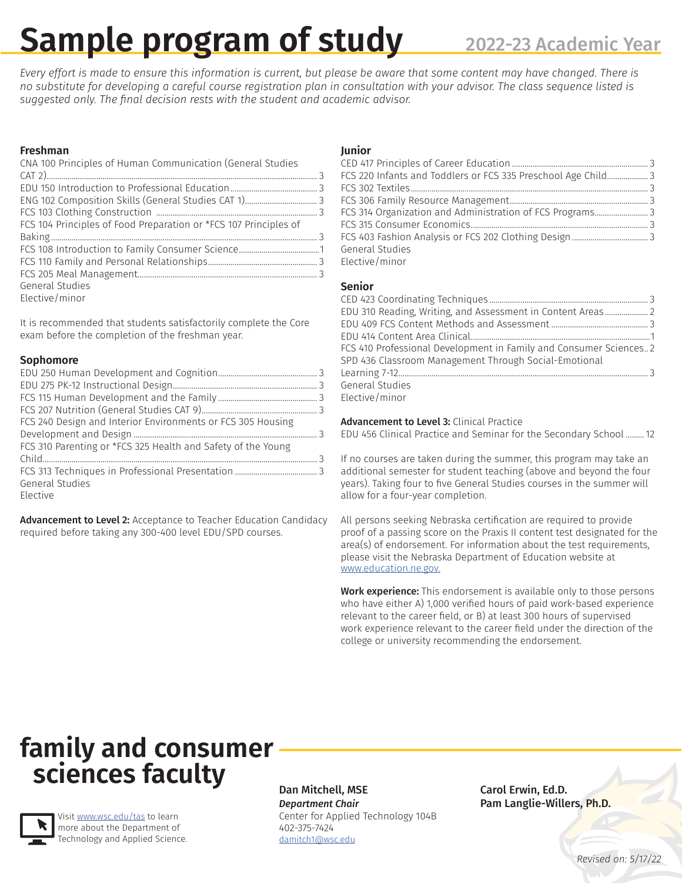# Sample program of study

## 2022-23 Academic Year

*Every effort is made to ensure this information is current, but please be aware that some content may have changed. There is no substitute for developing a careful course registration plan in consultation with your advisor. The class sequence listed is suggested only. The final decision rests with the student and academic advisor.*

**Freshman**

CNA 100 Principles of Human Communication (General Studies CAT 2) ... 3
EDU 150 Introduction to Professional Education ... 3
ENG 102 Composition Skills (General Studies CAT 1) ... 3
FCS 103 Clothing Construction ... 3
FCS 104 Principles of Food Preparation or *FCS 107 Principles of Baking ... 3
FCS 108 Introduction to Family Consumer Science ... 1
FCS 110 Family and Personal Relationships ... 3
FCS 205 Meal Management ... 3
General Studies
Elective/minor

It is recommended that students satisfactorily complete the Core exam before the completion of the freshman year.

**Sophomore**

EDU 250 Human Development and Cognition ... 3
EDU 275 PK-12 Instructional Design ... 3
FCS 115 Human Development and the Family ... 3
FCS 207 Nutrition (General Studies CAT 9) ... 3
FCS 240 Design and Interior Environments or FCS 305 Housing Development and Design ... 3
FCS 310 Parenting or *FCS 325 Health and Safety of the Young Child ... 3
FCS 313 Techniques in Professional Presentation ... 3
General Studies
Elective

**Advancement to Level 2:** Acceptance to Teacher Education Candidacy required before taking any 300-400 level EDU/SPD courses.

**Junior**

CED 417 Principles of Career Education ... 3
FCS 220 Infants and Toddlers or FCS 335 Preschool Age Child ... 3
FCS 302 Textiles ... 3
FCS 306 Family Resource Management ... 3
FCS 314 Organization and Administration of FCS Programs ... 3
FCS 315 Consumer Economics ... 3
FCS 403 Fashion Analysis or FCS 202 Clothing Design ... 3
General Studies
Elective/minor

**Senior**

CED 423 Coordinating Techniques ... 3
EDU 310 Reading, Writing, and Assessment in Content Areas ... 2
EDU 409 FCS Content Methods and Assessment ... 3
EDU 414 Content Area Clinical ... 1
FCS 410 Professional Development in Family and Consumer Sciences ... 2
SPD 436 Classroom Management Through Social-Emotional Learning 7-12 ... 3
General Studies
Elective/minor

**Advancement to Level 3:** Clinical Practice
EDU 456 Clinical Practice and Seminar for the Secondary School ... 12

If no courses are taken during the summer, this program may take an additional semester for student teaching (above and beyond the four years). Taking four to five General Studies courses in the summer will allow for a four-year completion.

All persons seeking Nebraska certification are required to provide proof of a passing score on the Praxis II content test designated for the area(s) of endorsement. For information about the test requirements, please visit the Nebraska Department of Education website at www.education.ne.gov.

**Work experience:** This endorsement is available only to those persons who have either A) 1,000 verified hours of paid work-based experience relevant to the career field, or B) at least 300 hours of supervised work experience relevant to the career field under the direction of the college or university recommending the endorsement.

## family and consumer sciences faculty

Visit www.wsc.edu/tas to learn more about the Department of Technology and Applied Science.

**Dan Mitchell, MSE**
***Department Chair***
Center for Applied Technology 104B
402-375-7424
damitch1@wsc.edu

**Carol Erwin, Ed.D.**
**Pam Langlie-Willers, Ph.D.**

*Revised on: 5/17/22*